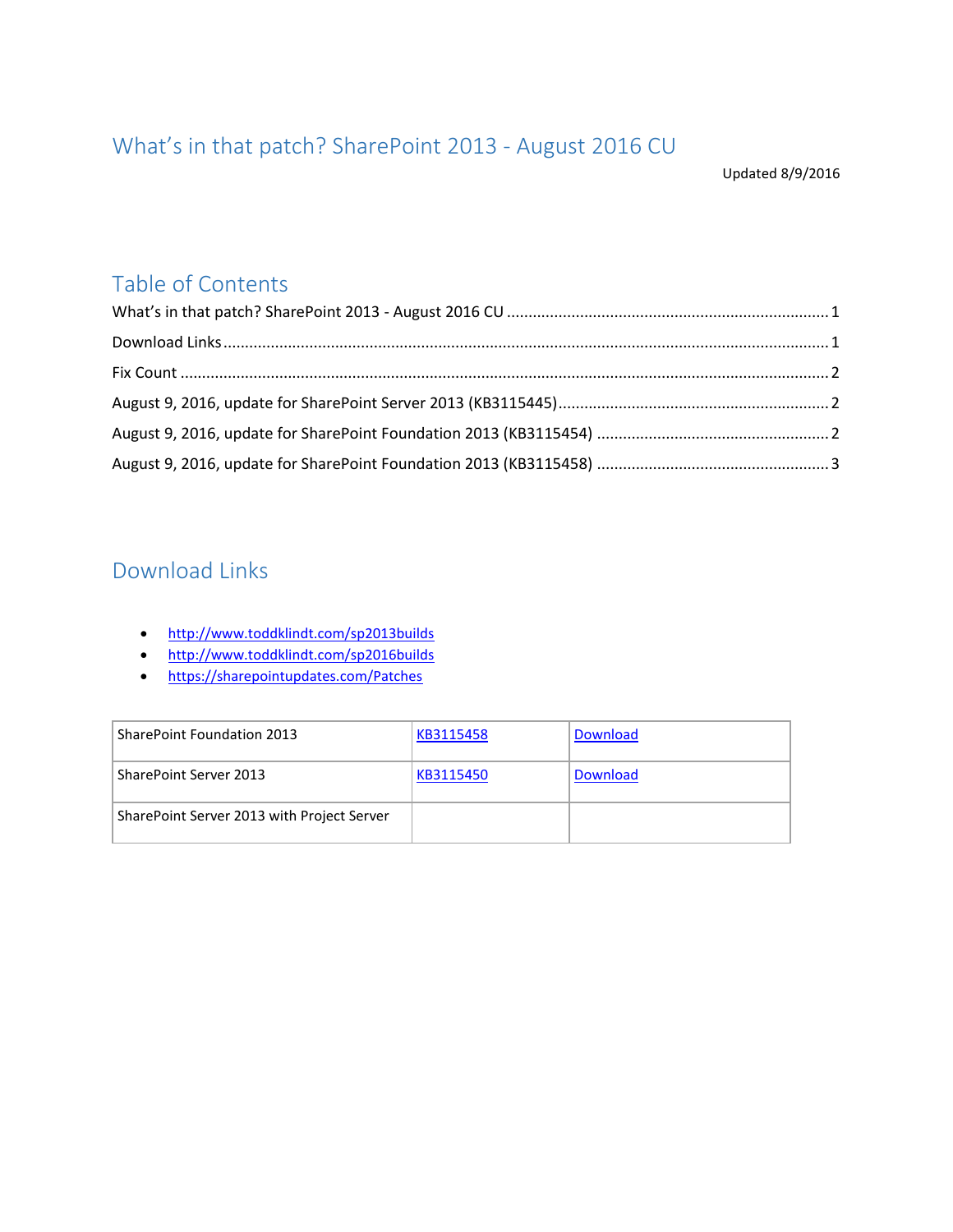# What's in that patch? SharePoint 2013 - August 2016 CU

Updated 8/9/2016

## Table of Contents

What's in that patch? SharePoint 2013 - August 2016 CU ........ 1

Download Links ........ 1

Fix Count ........ 2

August 9, 2016, update for SharePoint Server 2013 (KB3115445) ........ 2

August 9, 2016, update for SharePoint Foundation 2013 (KB3115454) ........ 2

August 9, 2016, update for SharePoint Foundation 2013 (KB3115458) ........ 3

## Download Links

- http://www.toddklindt.com/sp2013builds
- http://www.toddklindt.com/sp2016builds
- https://sharepointupdates.com/Patches

| | | |
|---|---|---|
| SharePoint Foundation 2013 | KB3115458 | Download |
| SharePoint Server 2013 | KB3115450 | Download |
| SharePoint Server 2013 with Project Server | | |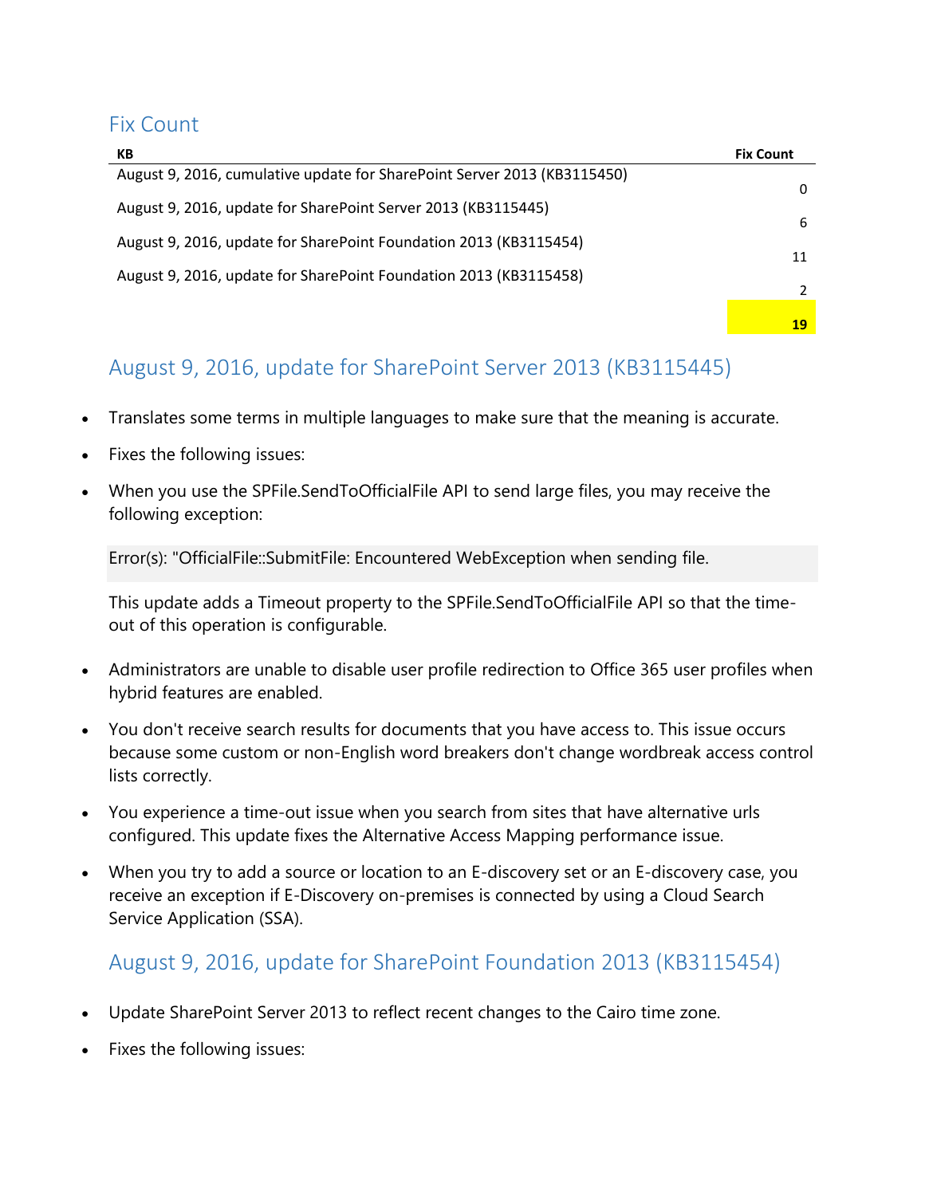## Fix Count

| KB | Fix Count |
|---|---|
| August 9, 2016, cumulative update for SharePoint Server 2013 (KB3115450) | 0 |
| August 9, 2016, update for SharePoint Server 2013 (KB3115445) | 6 |
| August 9, 2016, update for SharePoint Foundation 2013 (KB3115454) | 11 |
| August 9, 2016, update for SharePoint Foundation 2013 (KB3115458) | 2 |
| | **19** |

## August 9, 2016, update for SharePoint Server 2013 (KB3115445)

- Translates some terms in multiple languages to make sure that the meaning is accurate.
- Fixes the following issues:
- When you use the SPFile.SendToOfficialFile API to send large files, you may receive the following exception:

```
Error(s): "OfficialFile::SubmitFile: Encountered WebException when sending file.
```

  This update adds a Timeout property to the SPFile.SendToOfficialFile API so that the time-out of this operation is configurable.

- Administrators are unable to disable user profile redirection to Office 365 user profiles when hybrid features are enabled.
- You don't receive search results for documents that you have access to. This issue occurs because some custom or non-English word breakers don't change wordbreak access control lists correctly.
- You experience a time-out issue when you search from sites that have alternative urls configured. This update fixes the Alternative Access Mapping performance issue.
- When you try to add a source or location to an E-discovery set or an E-discovery case, you receive an exception if E-Discovery on-premises is connected by using a Cloud Search Service Application (SSA).

## August 9, 2016, update for SharePoint Foundation 2013 (KB3115454)

- Update SharePoint Server 2013 to reflect recent changes to the Cairo time zone.
- Fixes the following issues: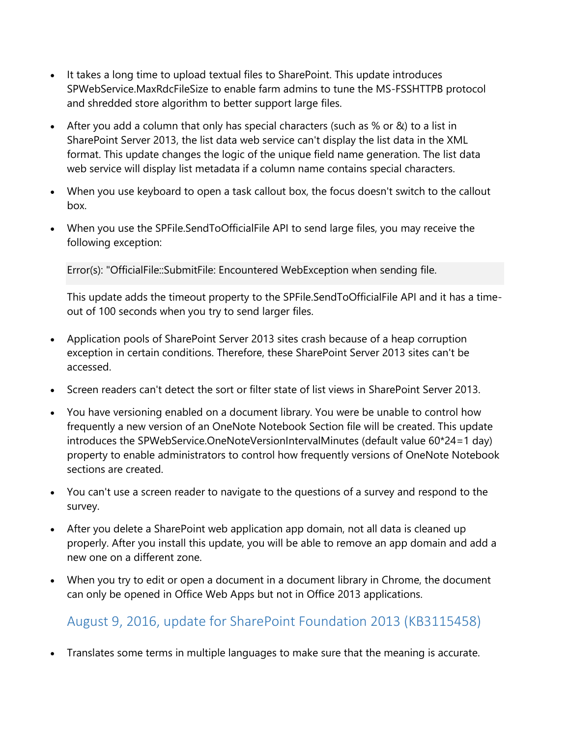- It takes a long time to upload textual files to SharePoint. This update introduces SPWebService.MaxRdcFileSize to enable farm admins to tune the MS-FSSHTTPB protocol and shredded store algorithm to better support large files.
- After you add a column that only has special characters (such as % or &) to a list in SharePoint Server 2013, the list data web service can't display the list data in the XML format. This update changes the logic of the unique field name generation. The list data web service will display list metadata if a column name contains special characters.
- When you use keyboard to open a task callout box, the focus doesn't switch to the callout box.
- When you use the SPFile.SendToOfficialFile API to send large files, you may receive the following exception:

  ```
  Error(s): "OfficialFile::SubmitFile: Encountered WebException when sending file.
  ```

  This update adds the timeout property to the SPFile.SendToOfficialFile API and it has a time-out of 100 seconds when you try to send larger files.
- Application pools of SharePoint Server 2013 sites crash because of a heap corruption exception in certain conditions. Therefore, these SharePoint Server 2013 sites can't be accessed.
- Screen readers can't detect the sort or filter state of list views in SharePoint Server 2013.
- You have versioning enabled on a document library. You were be unable to control how frequently a new version of an OneNote Notebook Section file will be created. This update introduces the SPWebService.OneNoteVersionIntervalMinutes (default value 60*24=1 day) property to enable administrators to control how frequently versions of OneNote Notebook sections are created.
- You can't use a screen reader to navigate to the questions of a survey and respond to the survey.
- After you delete a SharePoint web application app domain, not all data is cleaned up properly. After you install this update, you will be able to remove an app domain and add a new one on a different zone.
- When you try to edit or open a document in a document library in Chrome, the document can only be opened in Office Web Apps but not in Office 2013 applications.

## August 9, 2016, update for SharePoint Foundation 2013 (KB3115458)

- Translates some terms in multiple languages to make sure that the meaning is accurate.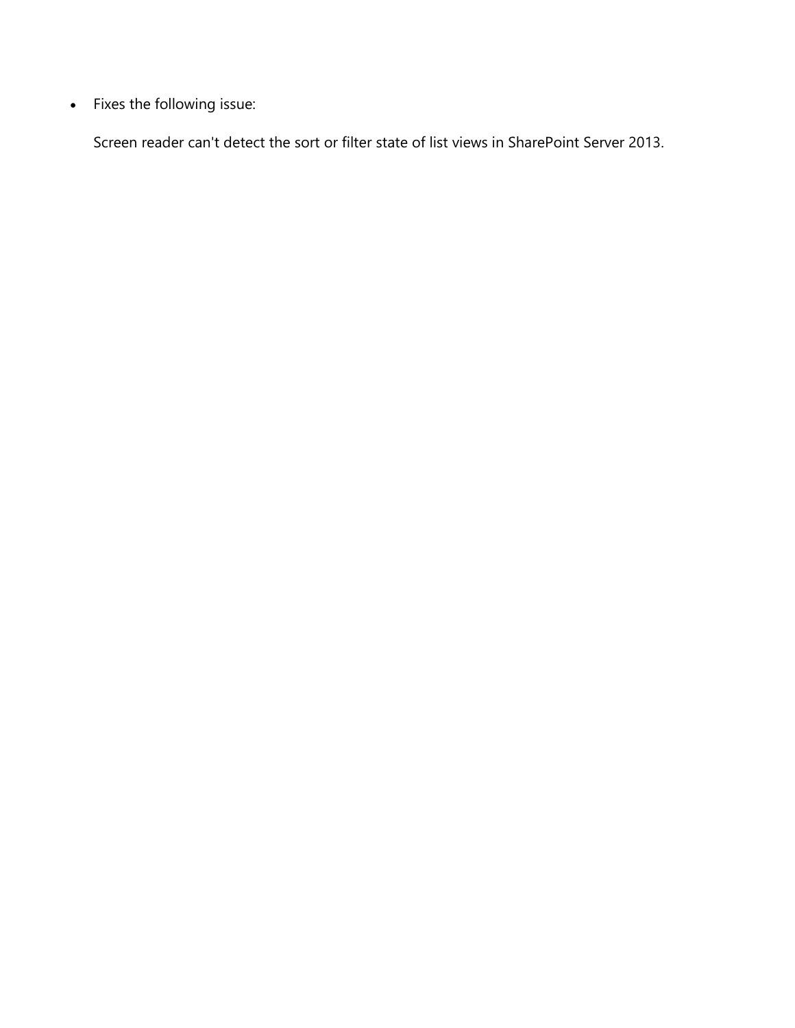- Fixes the following issue:

  Screen reader can't detect the sort or filter state of list views in SharePoint Server 2013.